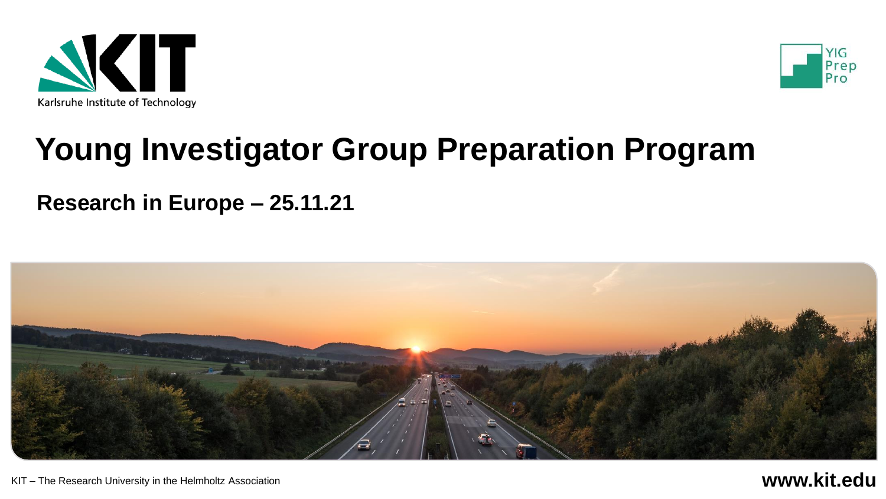Karlsruhe Institute of Technology

YIG Prep Pro

# Young Investigator Group Preparation Program

## Research in Europe – 25.11.21

KIT – The Research University in the Helmholtz Association

**www.kit.edu**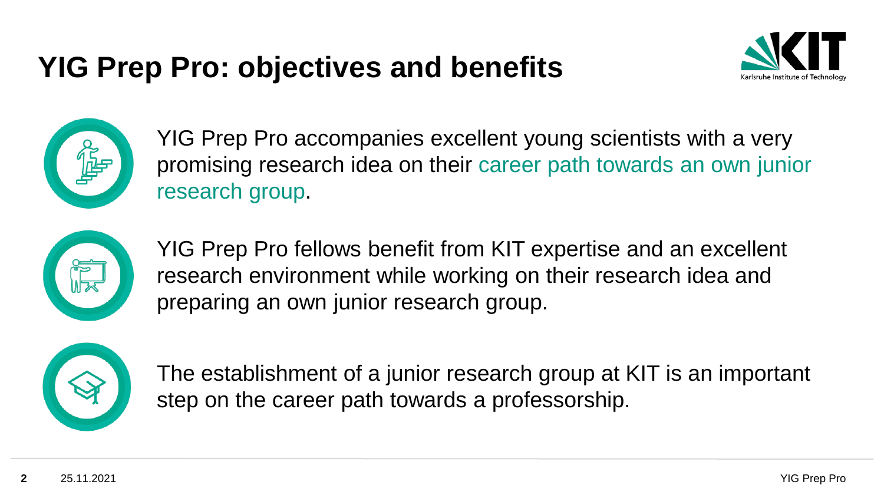# YIG Prep Pro: objectives and benefits

YIG Prep Pro accompanies excellent young scientists with a very promising research idea on their career path towards an own junior research group.

YIG Prep Pro fellows benefit from KIT expertise and an excellent research environment while working on their research idea and preparing an own junior research group.

The establishment of a junior research group at KIT is an important step on the career path towards a professorship.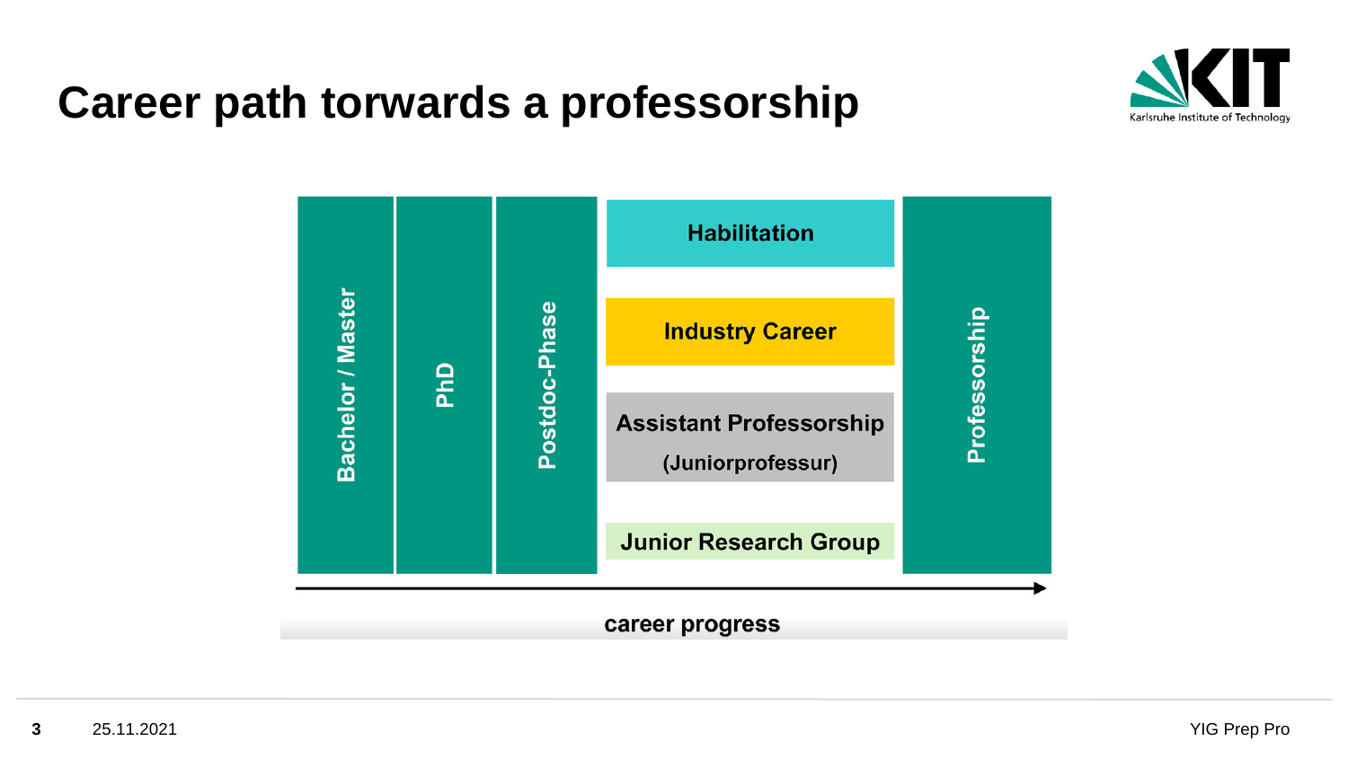# Career path towards a professorship

- Bachelor / Master
- PhD
- Postdoc-Phase
- Habilitation
- Industry Career
- Assistant Professorship (Juniorprofessur)
- Junior Research Group
- Professorship

career progress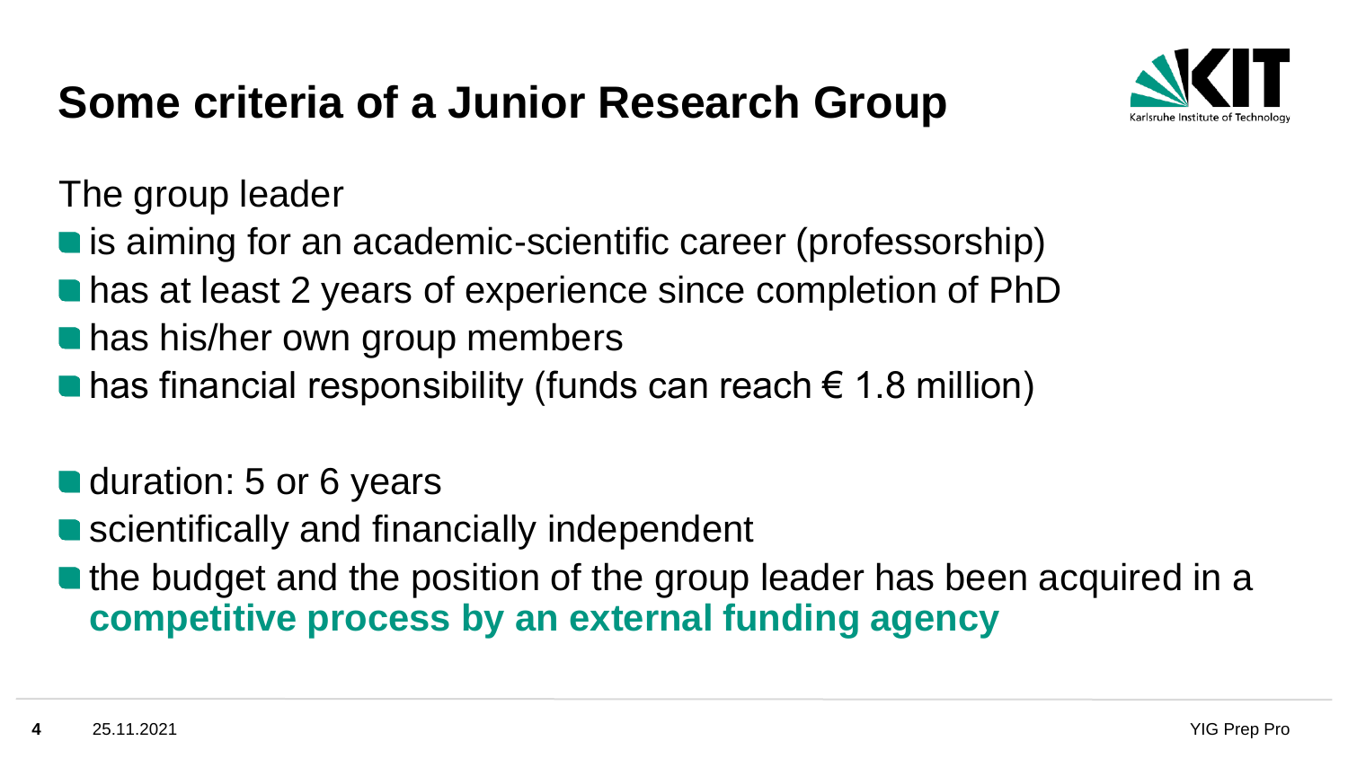# Some criteria of a Junior Research Group

The group leader

- is aiming for an academic-scientific career (professorship)
- has at least 2 years of experience since completion of PhD
- has his/her own group members
- has financial responsibility (funds can reach € 1.8 million)

- duration: 5 or 6 years
- scientifically and financially independent
- the budget and the position of the group leader has been acquired in a **competitive process by an external funding agency**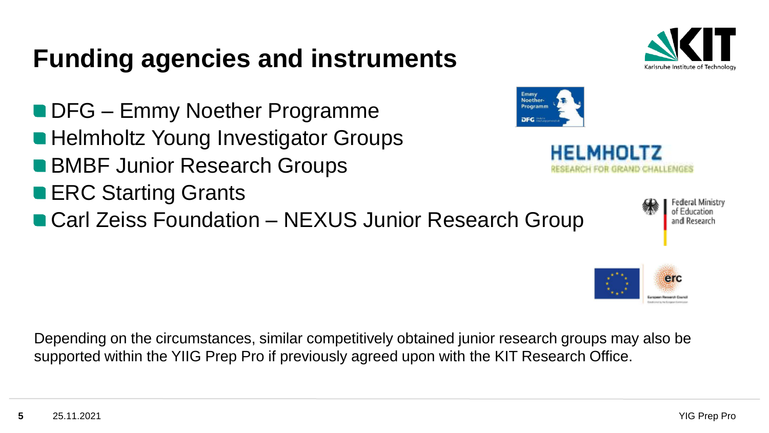# Funding agencies and instruments

- DFG – Emmy Noether Programme
- Helmholtz Young Investigator Groups
- BMBF Junior Research Groups
- ERC Starting Grants
- Carl Zeiss Foundation – NEXUS Junior Research Group

Depending on the circumstances, similar competitively obtained junior research groups may also be supported within the YIIG Prep Pro if previously agreed upon with the KIT Research Office.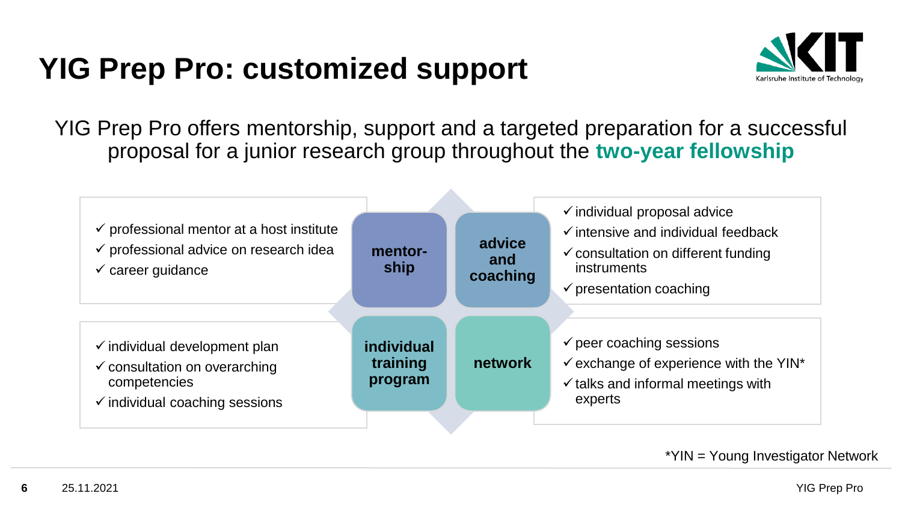# YIG Prep Pro: customized support

YIG Prep Pro offers mentorship, support and a targeted preparation for a successful proposal for a junior research group throughout the **two-year fellowship**

**mentorship**

- ✓ professional mentor at a host institute
- ✓ professional advice on research idea
- ✓ career guidance

**advice and coaching**

- ✓ individual proposal advice
- ✓ intensive and individual feedback
- ✓ consultation on different funding instruments
- ✓ presentation coaching

**individual training program**

- ✓ individual development plan
- ✓ consultation on overarching competencies
- ✓ individual coaching sessions

**network**

- ✓ peer coaching sessions
- ✓ exchange of experience with the YIN*
- ✓ talks and informal meetings with experts

*YIN = Young Investigator Network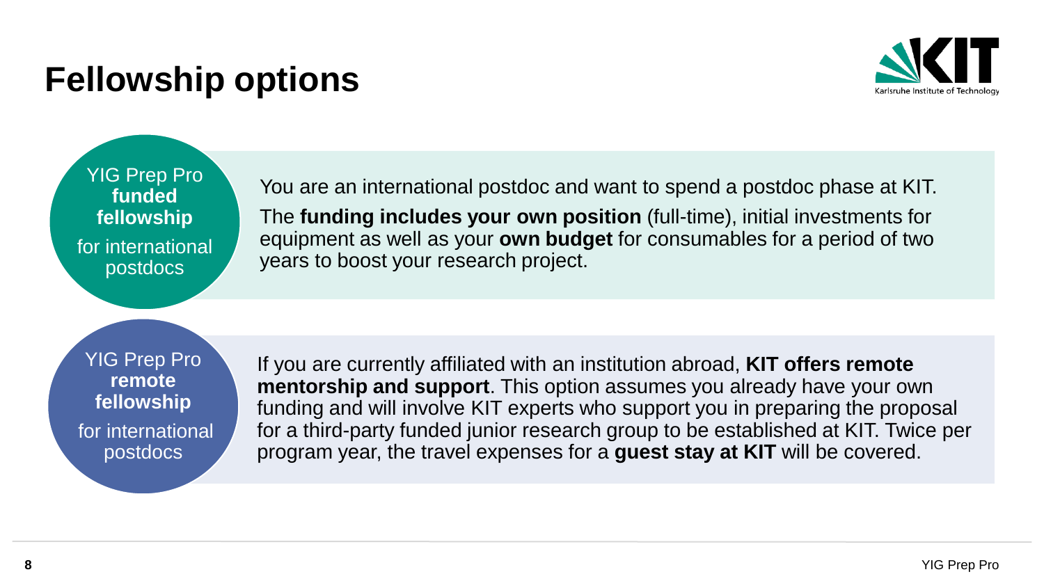# Fellowship options

**YIG Prep Pro funded fellowship** for international postdocs

You are an international postdoc and want to spend a postdoc phase at KIT.

The **funding includes your own position** (full-time), initial investments for equipment as well as your **own budget** for consumables for a period of two years to boost your research project.

**YIG Prep Pro remote fellowship** for international postdocs

If you are currently affiliated with an institution abroad, **KIT offers remote mentorship and support**. This option assumes you already have your own funding and will involve KIT experts who support you in preparing the proposal for a third-party funded junior research group to be established at KIT. Twice per program year, the travel expenses for a **guest stay at KIT** will be covered.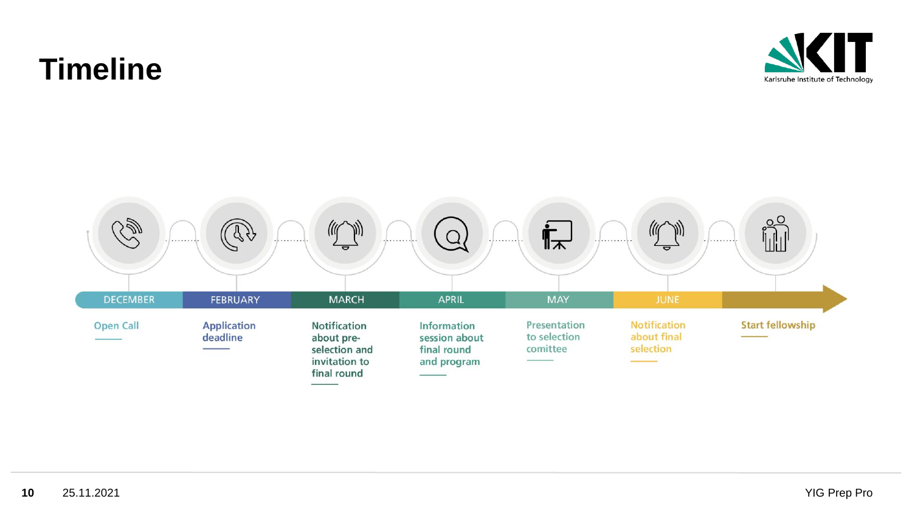# Timeline

| DECEMBER | FEBRUARY | MARCH | APRIL | MAY | JUNE | |
|---|---|---|---|---|---|---|
| Open Call | Application deadline | Notification about pre-selection and invitation to final round | Information session about final round and program | Presentation to selection comittee | Notification about final selection | Start fellowship |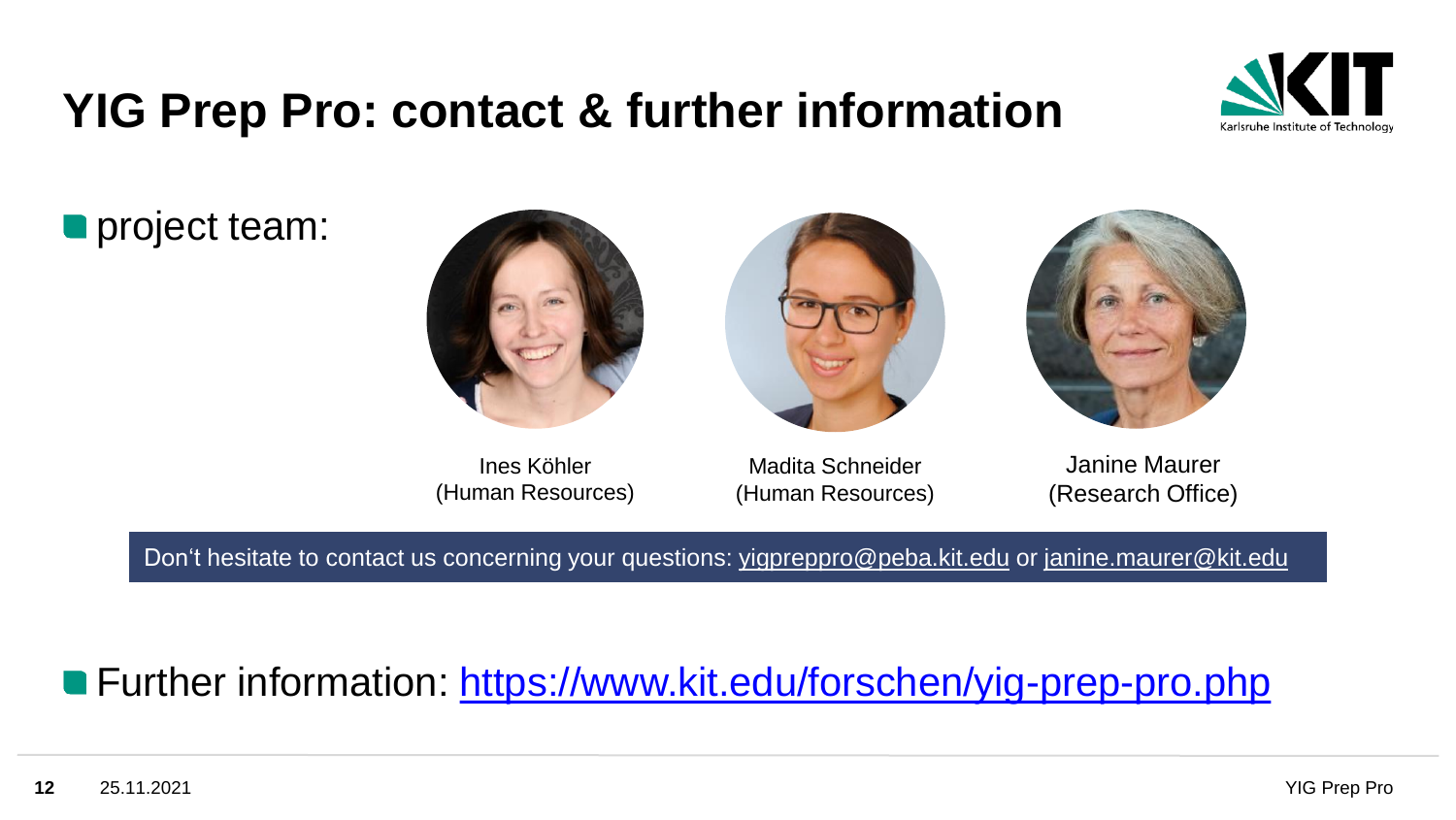# YIG Prep Pro: contact & further information

- project team:

Ines Köhler
(Human Resources)

Madita Schneider
(Human Resources)

Janine Maurer
(Research Office)

Don't hesitate to contact us concerning your questions: yigpreppro@peba.kit.edu or janine.maurer@kit.edu

- Further information: https://www.kit.edu/forschen/yig-prep-pro.php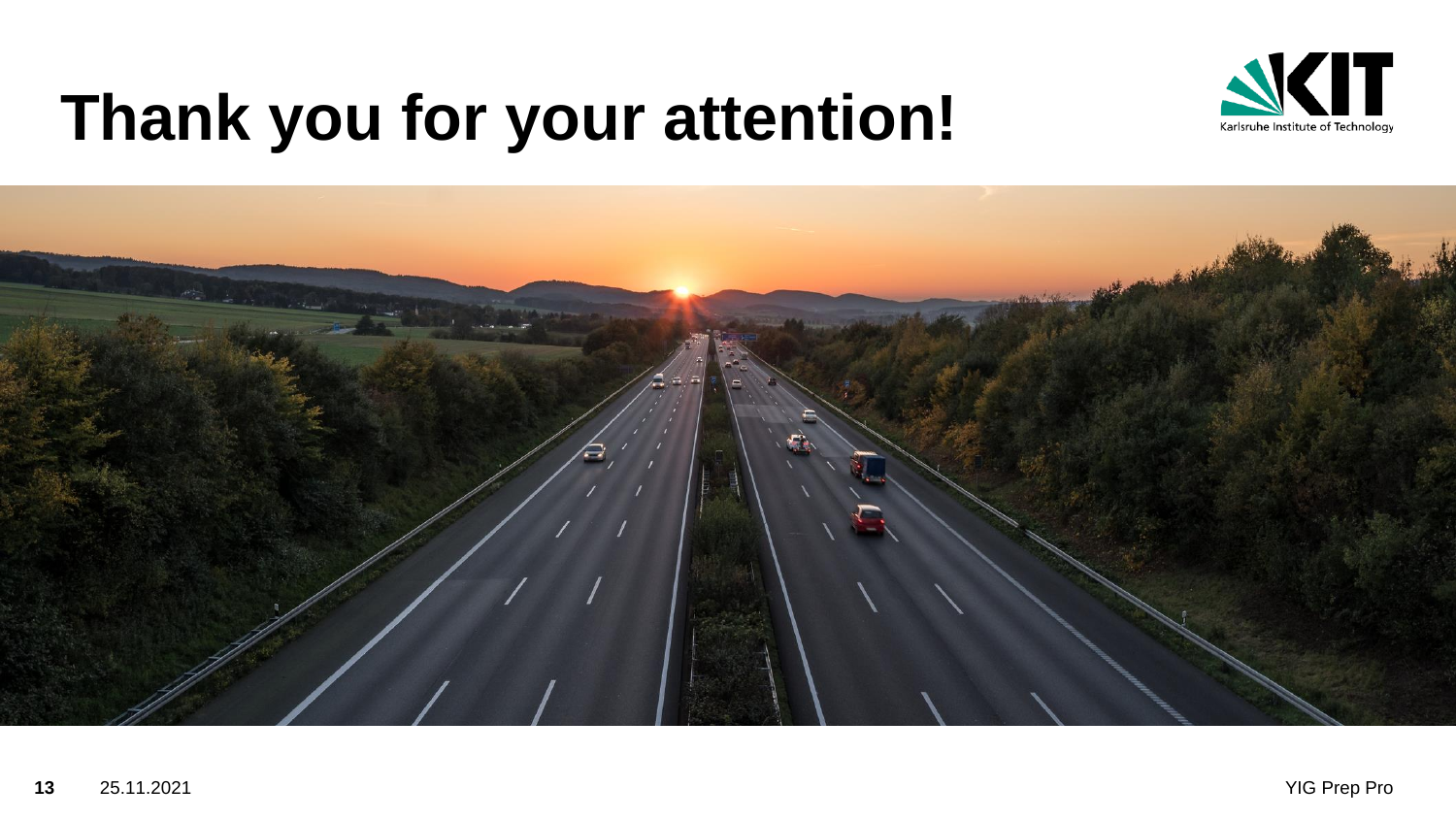# Thank you for your attention!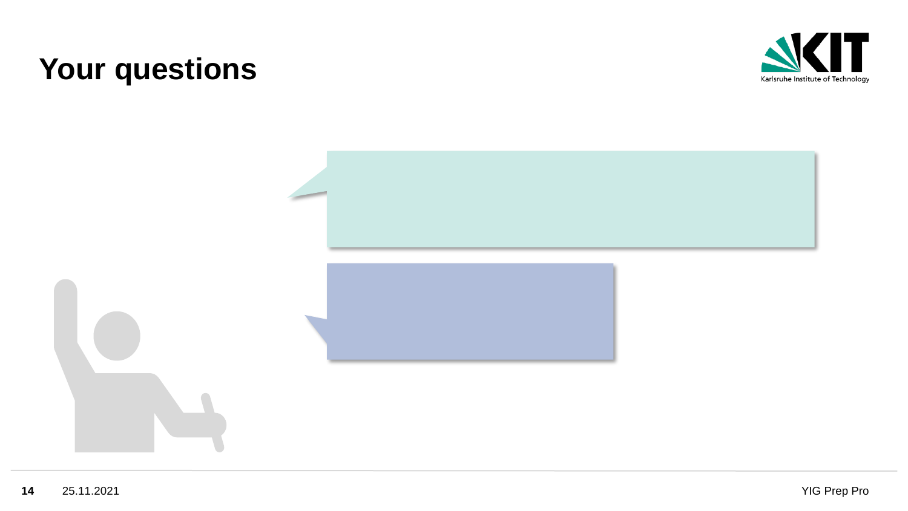# Your questions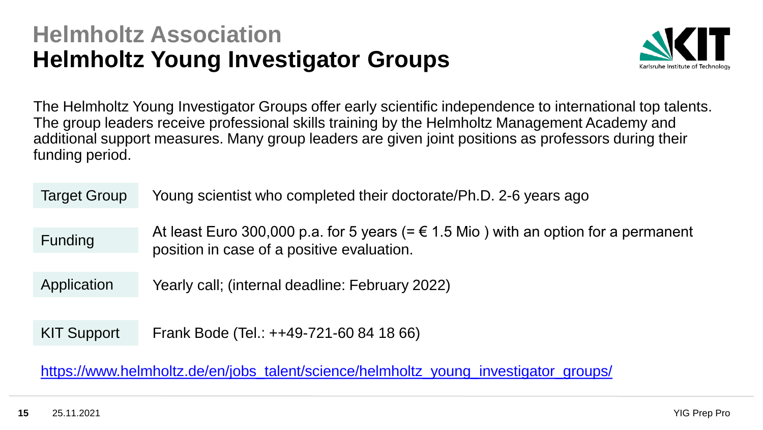# Helmholtz Association
## Helmholtz Young Investigator Groups

The Helmholtz Young Investigator Groups offer early scientific independence to international top talents. The group leaders receive professional skills training by the Helmholtz Management Academy and additional support measures. Many group leaders are given joint positions as professors during their funding period.

| | |
|---|---|
| Target Group | Young scientist who completed their doctorate/Ph.D. 2-6 years ago |
| Funding | At least Euro 300,000 p.a. for 5 years (= € 1.5 Mio ) with an option for a permanent position in case of a positive evaluation. |
| Application | Yearly call; (internal deadline: February 2022) |
| KIT Support | Frank Bode (Tel.: ++49-721-60 84 18 66) |

https://www.helmholtz.de/en/jobs_talent/science/helmholtz_young_investigator_groups/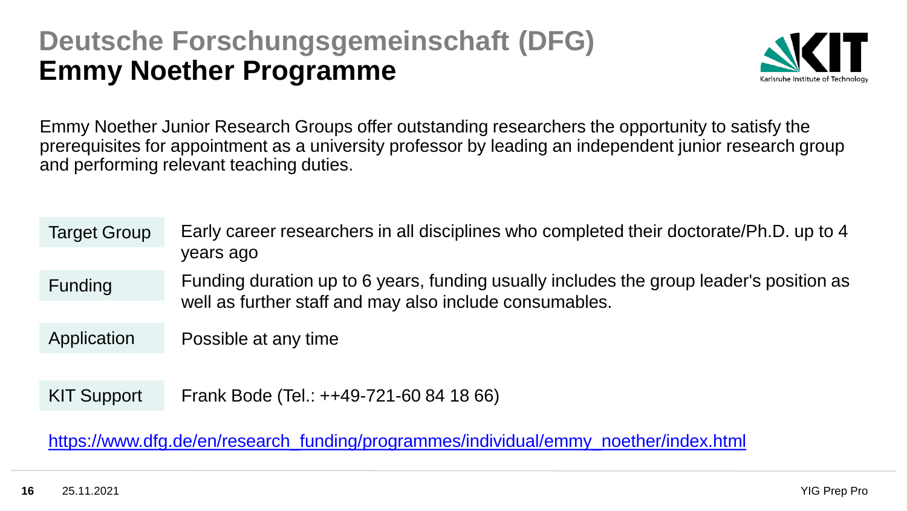# Deutsche Forschungsgemeinschaft (DFG)
## Emmy Noether Programme

Emmy Noether Junior Research Groups offer outstanding researchers the opportunity to satisfy the prerequisites for appointment as a university professor by leading an independent junior research group and performing relevant teaching duties.

| | |
|---|---|
| Target Group | Early career researchers in all disciplines who completed their doctorate/Ph.D. up to 4 years ago |
| Funding | Funding duration up to 6 years, funding usually includes the group leader's position as well as further staff and may also include consumables. |
| Application | Possible at any time |
| KIT Support | Frank Bode (Tel.: ++49-721-60 84 18 66) |

https://www.dfg.de/en/research_funding/programmes/individual/emmy_noether/index.html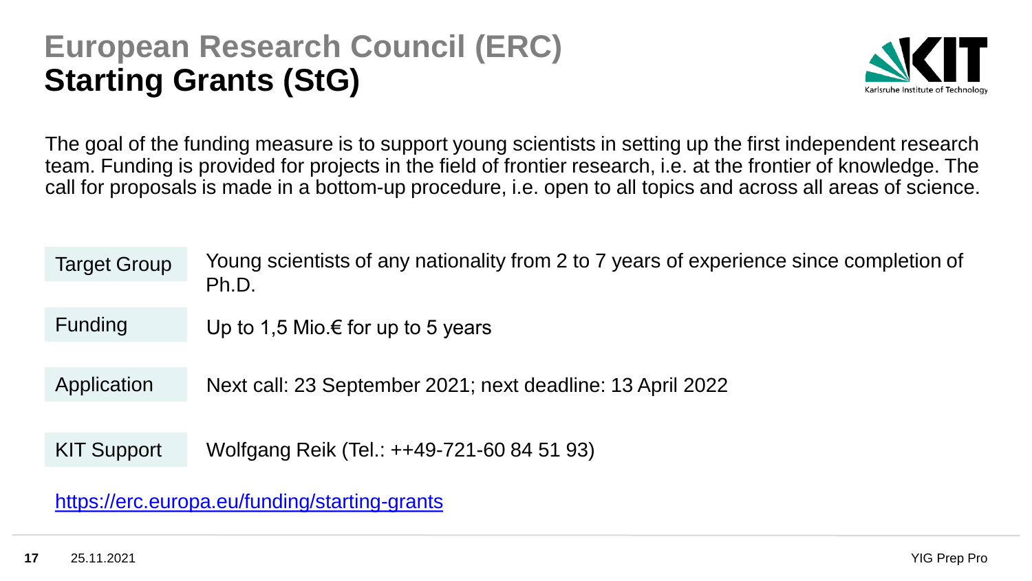# European Research Council (ERC)
## Starting Grants (StG)

The goal of the funding measure is to support young scientists in setting up the first independent research team. Funding is provided for projects in the field of frontier research, i.e. at the frontier of knowledge. The call for proposals is made in a bottom-up procedure, i.e. open to all topics and across all areas of science.

| | |
|---|---|
| Target Group | Young scientists of any nationality from 2 to 7 years of experience since completion of Ph.D. |
| Funding | Up to 1,5 Mio.€ for up to 5 years |
| Application | Next call: 23 September 2021; next deadline: 13 April 2022 |
| KIT Support | Wolfgang Reik (Tel.: ++49-721-60 84 51 93) |

https://erc.europa.eu/funding/starting-grants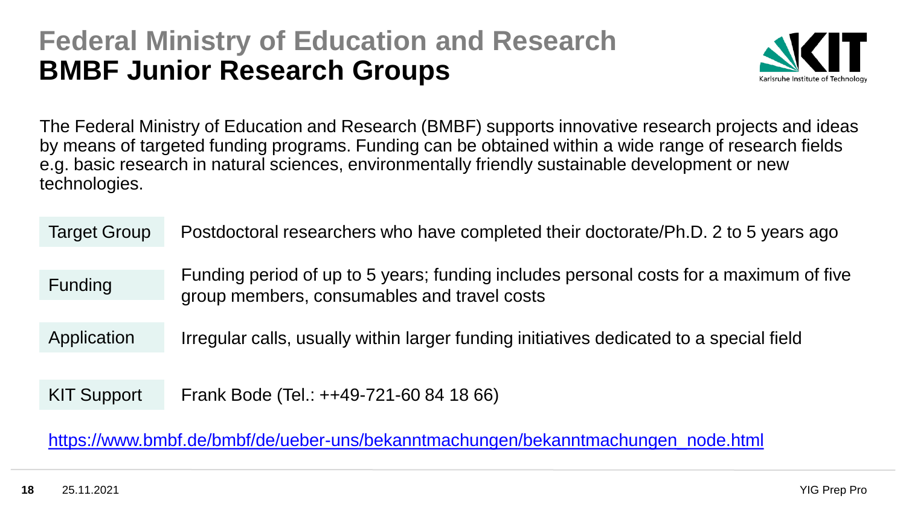# Federal Ministry of Education and Research
## BMBF Junior Research Groups

The Federal Ministry of Education and Research (BMBF) supports innovative research projects and ideas by means of targeted funding programs. Funding can be obtained within a wide range of research fields e.g. basic research in natural sciences, environmentally friendly sustainable development or new technologies.

| | |
|---|---|
| Target Group | Postdoctoral researchers who have completed their doctorate/Ph.D. 2 to 5 years ago |
| Funding | Funding period of up to 5 years; funding includes personal costs for a maximum of five group members, consumables and travel costs |
| Application | Irregular calls, usually within larger funding initiatives dedicated to a special field |
| KIT Support | Frank Bode (Tel.: ++49-721-60 84 18 66) |

https://www.bmbf.de/bmbf/de/ueber-uns/bekanntmachungen/bekanntmachungen_node.html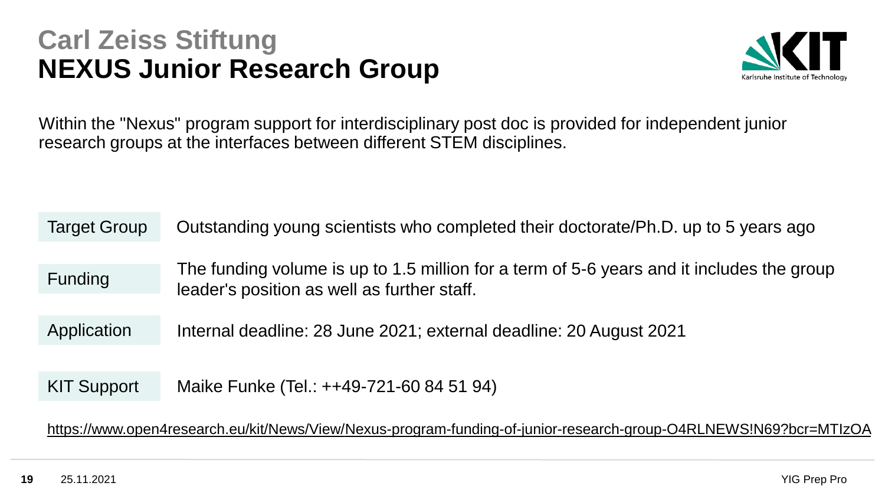# Carl Zeiss Stiftung
# NEXUS Junior Research Group

Within the "Nexus" program support for interdisciplinary post doc is provided for independent junior research groups at the interfaces between different STEM disciplines.

| | |
|---|---|
| Target Group | Outstanding young scientists who completed their doctorate/Ph.D. up to 5 years ago |
| Funding | The funding volume is up to 1.5 million for a term of 5-6 years and it includes the group leader's position as well as further staff. |
| Application | Internal deadline: 28 June 2021; external deadline: 20 August 2021 |
| KIT Support | Maike Funke (Tel.: ++49-721-60 84 51 94) |

https://www.open4research.eu/kit/News/View/Nexus-program-funding-of-junior-research-group-O4RLNEWS!N69?bcr=MTIzOA